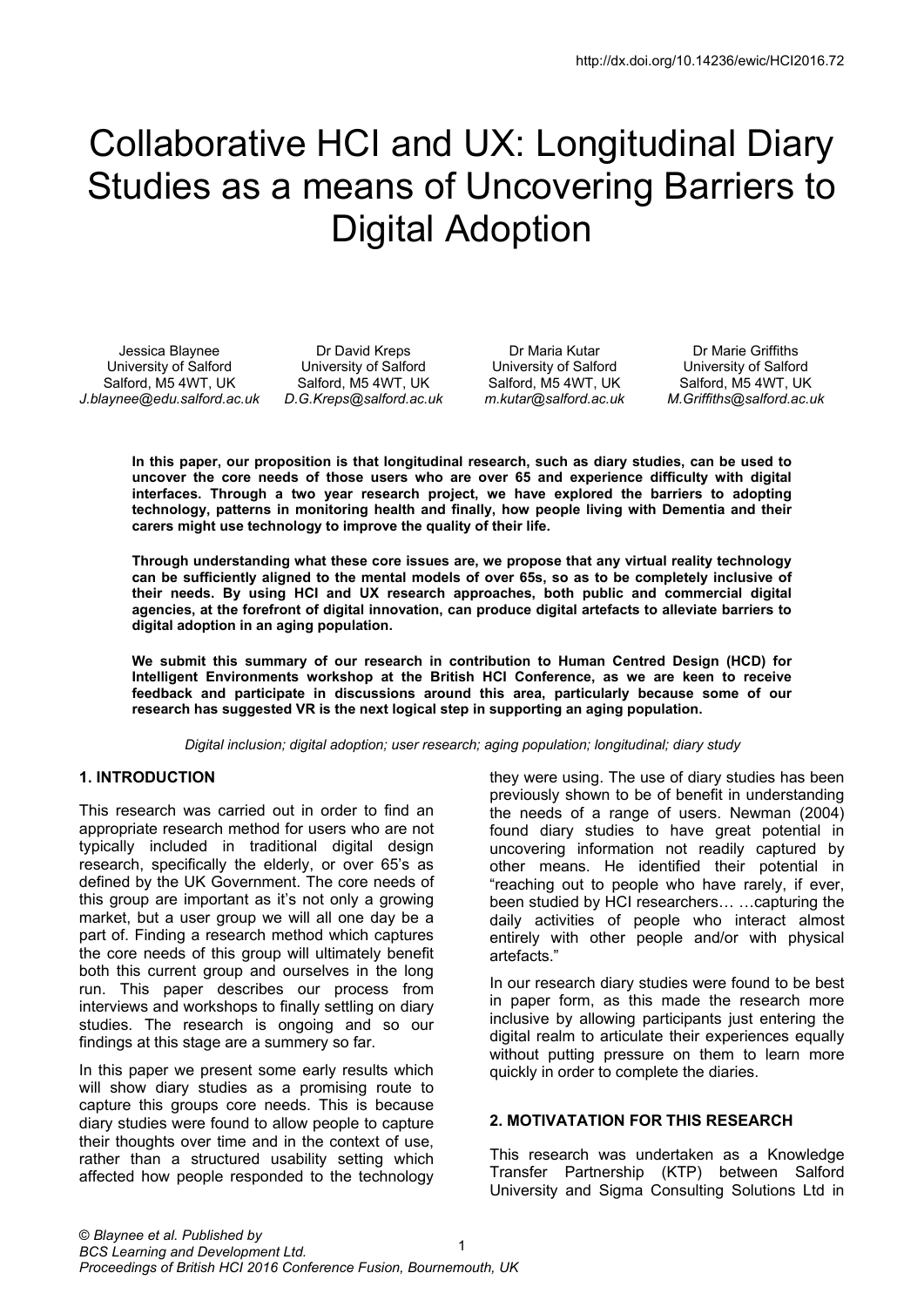http://dx.doi.org/10.14236/ewic/HCI2016.72

# Collaborative HCI and UX: Longitudinal Diary Studies as a means of Uncovering Barriers to Digital Adoption

Jessica Blaynee
University of Salford
Salford, M5 4WT, UK
*J.blaynee@edu.salford.ac.uk*

Dr David Kreps
University of Salford
Salford, M5 4WT, UK
*D.G.Kreps@salford.ac.uk*

Dr Maria Kutar
University of Salford
Salford, M5 4WT, UK
*m.kutar@salford.ac.uk*

Dr Marie Griffiths
University of Salford
Salford, M5 4WT, UK
*M.Griffiths@salford.ac.uk*

**In this paper, our proposition is that longitudinal research, such as diary studies, can be used to uncover the core needs of those users who are over 65 and experience difficulty with digital interfaces. Through a two year research project, we have explored the barriers to adopting technology, patterns in monitoring health and finally, how people living with Dementia and their carers might use technology to improve the quality of their life.**

**Through understanding what these core issues are, we propose that any virtual reality technology can be sufficiently aligned to the mental models of over 65s, so as to be completely inclusive of their needs. By using HCI and UX research approaches, both public and commercial digital agencies, at the forefront of digital innovation, can produce digital artefacts to alleviate barriers to digital adoption in an aging population.**

**We submit this summary of our research in contribution to Human Centred Design (HCD) for Intelligent Environments workshop at the British HCI Conference, as we are keen to receive feedback and participate in discussions around this area, particularly because some of our research has suggested VR is the next logical step in supporting an aging population.**

*Digital inclusion; digital adoption; user research; aging population; longitudinal; diary study*

## 1. INTRODUCTION

This research was carried out in order to find an appropriate research method for users who are not typically included in traditional digital design research, specifically the elderly, or over 65's as defined by the UK Government. The core needs of this group are important as it's not only a growing market, but a user group we will all one day be a part of. Finding a research method which captures the core needs of this group will ultimately benefit both this current group and ourselves in the long run. This paper describes our process from interviews and workshops to finally settling on diary studies. The research is ongoing and so our findings at this stage are a summery so far.

In this paper we present some early results which will show diary studies as a promising route to capture this groups core needs. This is because diary studies were found to allow people to capture their thoughts over time and in the context of use, rather than a structured usability setting which affected how people responded to the technology they were using. The use of diary studies has been previously shown to be of benefit in understanding the needs of a range of users. Newman (2004) found diary studies to have great potential in uncovering information not readily captured by other means. He identified their potential in "reaching out to people who have rarely, if ever, been studied by HCI researchers… …capturing the daily activities of people who interact almost entirely with other people and/or with physical artefacts."

In our research diary studies were found to be best in paper form, as this made the research more inclusive by allowing participants just entering the digital realm to articulate their experiences equally without putting pressure on them to learn more quickly in order to complete the diaries.

## 2. MOTIVATATION FOR THIS RESEARCH

This research was undertaken as a Knowledge Transfer Partnership (KTP) between Salford University and Sigma Consulting Solutions Ltd in

© Blaynee et al. Published by
BCS Learning and Development Ltd.
Proceedings of British HCI 2016 Conference Fusion, Bournemouth, UK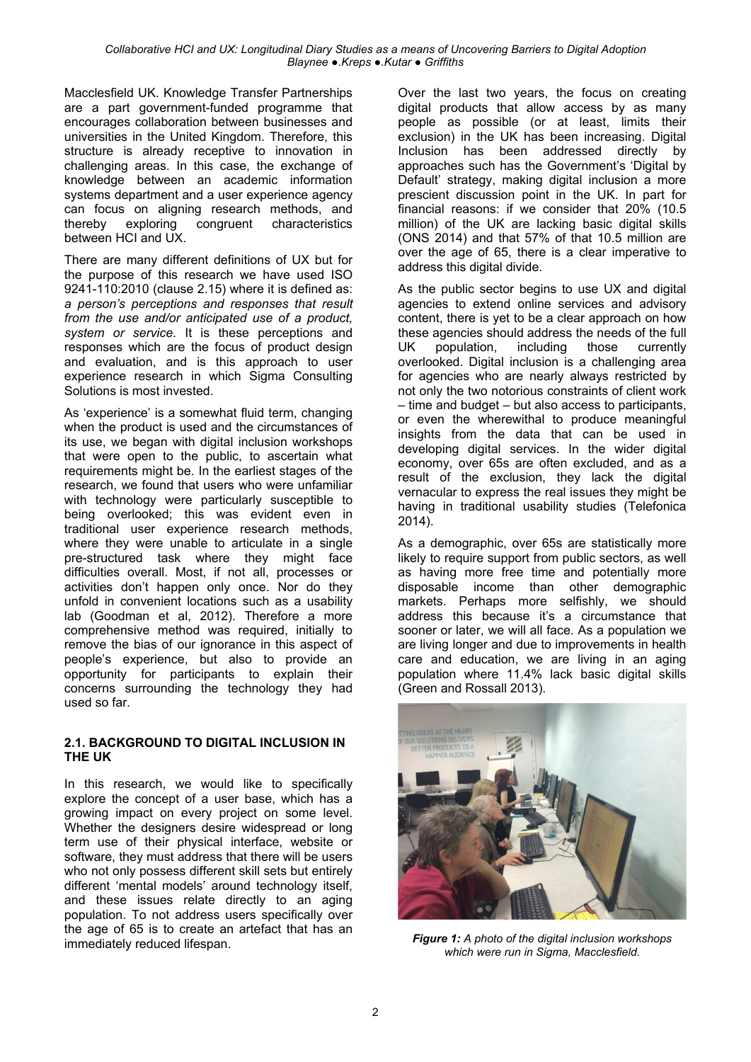Macclesfield UK. Knowledge Transfer Partnerships are a part government-funded programme that encourages collaboration between businesses and universities in the United Kingdom. Therefore, this structure is already receptive to innovation in challenging areas. In this case, the exchange of knowledge between an academic information systems department and a user experience agency can focus on aligning research methods, and thereby exploring congruent characteristics between HCI and UX.

There are many different definitions of UX but for the purpose of this research we have used ISO 9241-110:2010 (clause 2.15) where it is defined as: *a person's perceptions and responses that result from the use and/or anticipated use of a product, system or service*. It is these perceptions and responses which are the focus of product design and evaluation, and is this approach to user experience research in which Sigma Consulting Solutions is most invested.

As 'experience' is a somewhat fluid term, changing when the product is used and the circumstances of its use, we began with digital inclusion workshops that were open to the public, to ascertain what requirements might be. In the earliest stages of the research, we found that users who were unfamiliar with technology were particularly susceptible to being overlooked; this was evident even in traditional user experience research methods, where they were unable to articulate in a single pre-structured task where they might face difficulties overall. Most, if not all, processes or activities don't happen only once. Nor do they unfold in convenient locations such as a usability lab (Goodman et al, 2012). Therefore a more comprehensive method was required, initially to remove the bias of our ignorance in this aspect of people's experience, but also to provide an opportunity for participants to explain their concerns surrounding the technology they had used so far.

### 2.1. BACKGROUND TO DIGITAL INCLUSION IN THE UK

In this research, we would like to specifically explore the concept of a user base, which has a growing impact on every project on some level. Whether the designers desire widespread or long term use of their physical interface, website or software, they must address that there will be users who not only possess different skill sets but entirely different 'mental models' around technology itself, and these issues relate directly to an aging population. To not address users specifically over the age of 65 is to create an artefact that has an immediately reduced lifespan.

Over the last two years, the focus on creating digital products that allow access by as many people as possible (or at least, limits their exclusion) in the UK has been increasing. Digital Inclusion has been addressed directly by approaches such has the Government's 'Digital by Default' strategy, making digital inclusion a more prescient discussion point in the UK. In part for financial reasons: if we consider that 20% (10.5 million) of the UK are lacking basic digital skills (ONS 2014) and that 57% of that 10.5 million are over the age of 65, there is a clear imperative to address this digital divide.

As the public sector begins to use UX and digital agencies to extend online services and advisory content, there is yet to be a clear approach on how these agencies should address the needs of the full UK population, including those currently overlooked. Digital inclusion is a challenging area for agencies who are nearly always restricted by not only the two notorious constraints of client work – time and budget – but also access to participants, or even the wherewithal to produce meaningful insights from the data that can be used in developing digital services. In the wider digital economy, over 65s are often excluded, and as a result of the exclusion, they lack the digital vernacular to express the real issues they might be having in traditional usability studies (Telefonica 2014).

As a demographic, over 65s are statistically more likely to require support from public sectors, as well as having more free time and potentially more disposable income than other demographic markets. Perhaps more selfishly, we should address this because it's a circumstance that sooner or later, we will all face. As a population we are living longer and due to improvements in health care and education, we are living in an aging population where 11.4% lack basic digital skills (Green and Rossall 2013).

***Figure 1:*** *A photo of the digital inclusion workshops which were run in Sigma, Macclesfield.*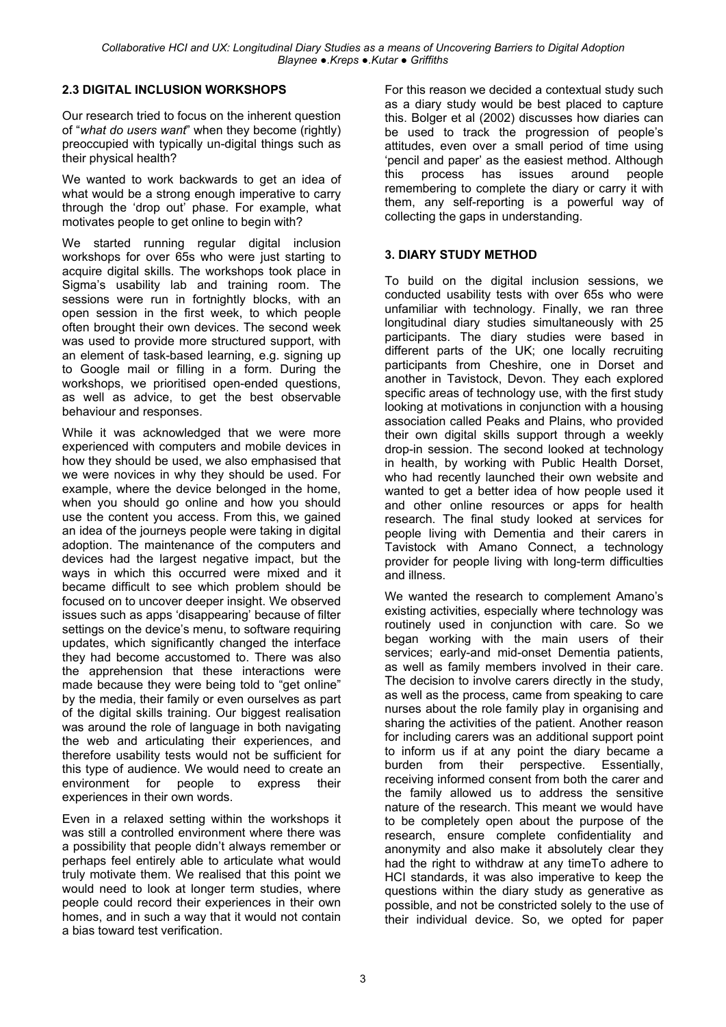### 2.3 DIGITAL INCLUSION WORKSHOPS

Our research tried to focus on the inherent question of "*what do users want*" when they become (rightly) preoccupied with typically un-digital things such as their physical health?

We wanted to work backwards to get an idea of what would be a strong enough imperative to carry through the 'drop out' phase. For example, what motivates people to get online to begin with?

We started running regular digital inclusion workshops for over 65s who were just starting to acquire digital skills. The workshops took place in Sigma's usability lab and training room. The sessions were run in fortnightly blocks, with an open session in the first week, to which people often brought their own devices. The second week was used to provide more structured support, with an element of task-based learning, e.g. signing up to Google mail or filling in a form. During the workshops, we prioritised open-ended questions, as well as advice, to get the best observable behaviour and responses.

While it was acknowledged that we were more experienced with computers and mobile devices in how they should be used, we also emphasised that we were novices in why they should be used. For example, where the device belonged in the home, when you should go online and how you should use the content you access. From this, we gained an idea of the journeys people were taking in digital adoption. The maintenance of the computers and devices had the largest negative impact, but the ways in which this occurred were mixed and it became difficult to see which problem should be focused on to uncover deeper insight. We observed issues such as apps 'disappearing' because of filter settings on the device's menu, to software requiring updates, which significantly changed the interface they had become accustomed to. There was also the apprehension that these interactions were made because they were being told to "get online" by the media, their family or even ourselves as part of the digital skills training. Our biggest realisation was around the role of language in both navigating the web and articulating their experiences, and therefore usability tests would not be sufficient for this type of audience. We would need to create an environment for people to express their experiences in their own words.

Even in a relaxed setting within the workshops it was still a controlled environment where there was a possibility that people didn't always remember or perhaps feel entirely able to articulate what would truly motivate them. We realised that this point we would need to look at longer term studies, where people could record their experiences in their own homes, and in such a way that it would not contain a bias toward test verification.

For this reason we decided a contextual study such as a diary study would be best placed to capture this. Bolger et al (2002) discusses how diaries can be used to track the progression of people's attitudes, even over a small period of time using 'pencil and paper' as the easiest method. Although this process has issues around people remembering to complete the diary or carry it with them, any self-reporting is a powerful way of collecting the gaps in understanding.

## 3. DIARY STUDY METHOD

To build on the digital inclusion sessions, we conducted usability tests with over 65s who were unfamiliar with technology. Finally, we ran three longitudinal diary studies simultaneously with 25 participants. The diary studies were based in different parts of the UK; one locally recruiting participants from Cheshire, one in Dorset and another in Tavistock, Devon. They each explored specific areas of technology use, with the first study looking at motivations in conjunction with a housing association called Peaks and Plains, who provided their own digital skills support through a weekly drop-in session. The second looked at technology in health, by working with Public Health Dorset, who had recently launched their own website and wanted to get a better idea of how people used it and other online resources or apps for health research. The final study looked at services for people living with Dementia and their carers in Tavistock with Amano Connect, a technology provider for people living with long-term difficulties and illness.

We wanted the research to complement Amano's existing activities, especially where technology was routinely used in conjunction with care. So we began working with the main users of their services; early-and mid-onset Dementia patients, as well as family members involved in their care. The decision to involve carers directly in the study, as well as the process, came from speaking to care nurses about the role family play in organising and sharing the activities of the patient. Another reason for including carers was an additional support point to inform us if at any point the diary became a burden from their perspective. Essentially, receiving informed consent from both the carer and the family allowed us to address the sensitive nature of the research. This meant we would have to be completely open about the purpose of the research, ensure complete confidentiality and anonymity and also make it absolutely clear they had the right to withdraw at any timeTo adhere to HCI standards, it was also imperative to keep the questions within the diary study as generative as possible, and not be constricted solely to the use of their individual device. So, we opted for paper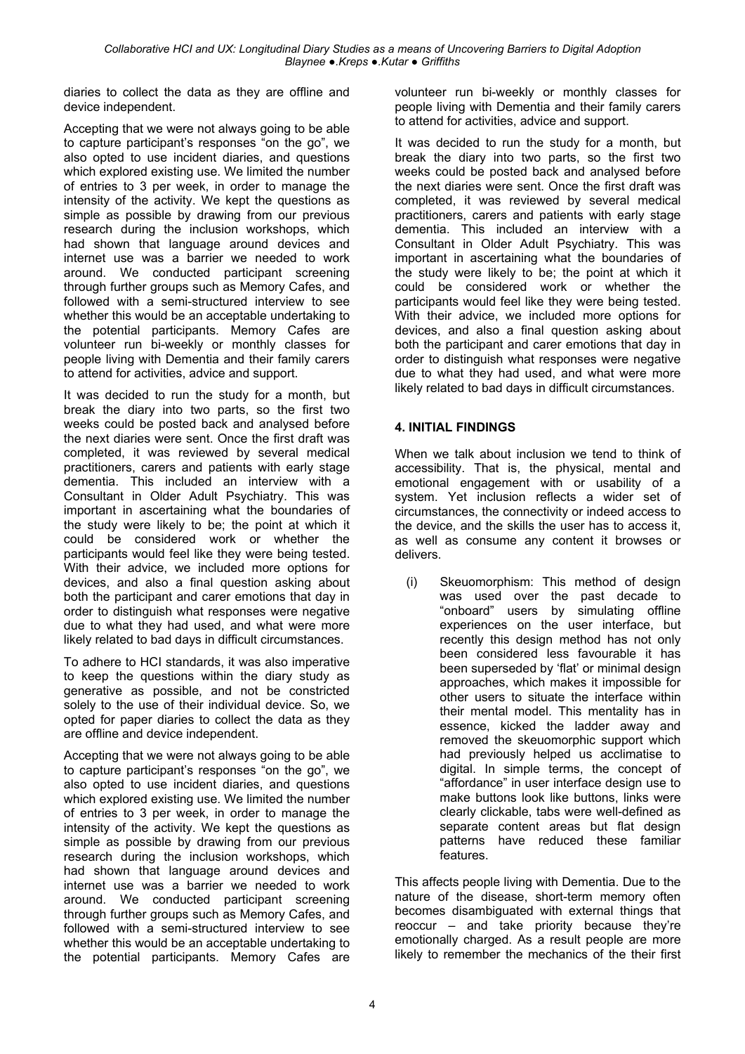diaries to collect the data as they are offline and device independent.

Accepting that we were not always going to be able to capture participant's responses "on the go", we also opted to use incident diaries, and questions which explored existing use. We limited the number of entries to 3 per week, in order to manage the intensity of the activity. We kept the questions as simple as possible by drawing from our previous research during the inclusion workshops, which had shown that language around devices and internet use was a barrier we needed to work around. We conducted participant screening through further groups such as Memory Cafes, and followed with a semi-structured interview to see whether this would be an acceptable undertaking to the potential participants. Memory Cafes are volunteer run bi-weekly or monthly classes for people living with Dementia and their family carers to attend for activities, advice and support.

It was decided to run the study for a month, but break the diary into two parts, so the first two weeks could be posted back and analysed before the next diaries were sent. Once the first draft was completed, it was reviewed by several medical practitioners, carers and patients with early stage dementia. This included an interview with a Consultant in Older Adult Psychiatry. This was important in ascertaining what the boundaries of the study were likely to be; the point at which it could be considered work or whether the participants would feel like they were being tested. With their advice, we included more options for devices, and also a final question asking about both the participant and carer emotions that day in order to distinguish what responses were negative due to what they had used, and what were more likely related to bad days in difficult circumstances.

To adhere to HCI standards, it was also imperative to keep the questions within the diary study as generative as possible, and not be constricted solely to the use of their individual device. So, we opted for paper diaries to collect the data as they are offline and device independent.

Accepting that we were not always going to be able to capture participant's responses "on the go", we also opted to use incident diaries, and questions which explored existing use. We limited the number of entries to 3 per week, in order to manage the intensity of the activity. We kept the questions as simple as possible by drawing from our previous research during the inclusion workshops, which had shown that language around devices and internet use was a barrier we needed to work around. We conducted participant screening through further groups such as Memory Cafes, and followed with a semi-structured interview to see whether this would be an acceptable undertaking to the potential participants. Memory Cafes are volunteer run bi-weekly or monthly classes for people living with Dementia and their family carers to attend for activities, advice and support.

It was decided to run the study for a month, but break the diary into two parts, so the first two weeks could be posted back and analysed before the next diaries were sent. Once the first draft was completed, it was reviewed by several medical practitioners, carers and patients with early stage dementia. This included an interview with a Consultant in Older Adult Psychiatry. This was important in ascertaining what the boundaries of the study were likely to be; the point at which it could be considered work or whether the participants would feel like they were being tested. With their advice, we included more options for devices, and also a final question asking about both the participant and carer emotions that day in order to distinguish what responses were negative due to what they had used, and what were more likely related to bad days in difficult circumstances.

## 4. INITIAL FINDINGS

When we talk about inclusion we tend to think of accessibility. That is, the physical, mental and emotional engagement with or usability of a system. Yet inclusion reflects a wider set of circumstances, the connectivity or indeed access to the device, and the skills the user has to access it, as well as consume any content it browses or delivers.

(i) Skeuomorphism: This method of design was used over the past decade to "onboard" users by simulating offline experiences on the user interface, but recently this design method has not only been considered less favourable it has been superseded by 'flat' or minimal design approaches, which makes it impossible for other users to situate the interface within their mental model. This mentality has in essence, kicked the ladder away and removed the skeuomorphic support which had previously helped us acclimatise to digital. In simple terms, the concept of "affordance" in user interface design use to make buttons look like buttons, links were clearly clickable, tabs were well-defined as separate content areas but flat design patterns have reduced these familiar features.

This affects people living with Dementia. Due to the nature of the disease, short-term memory often becomes disambiguated with external things that reoccur – and take priority because they're emotionally charged. As a result people are more likely to remember the mechanics of the their first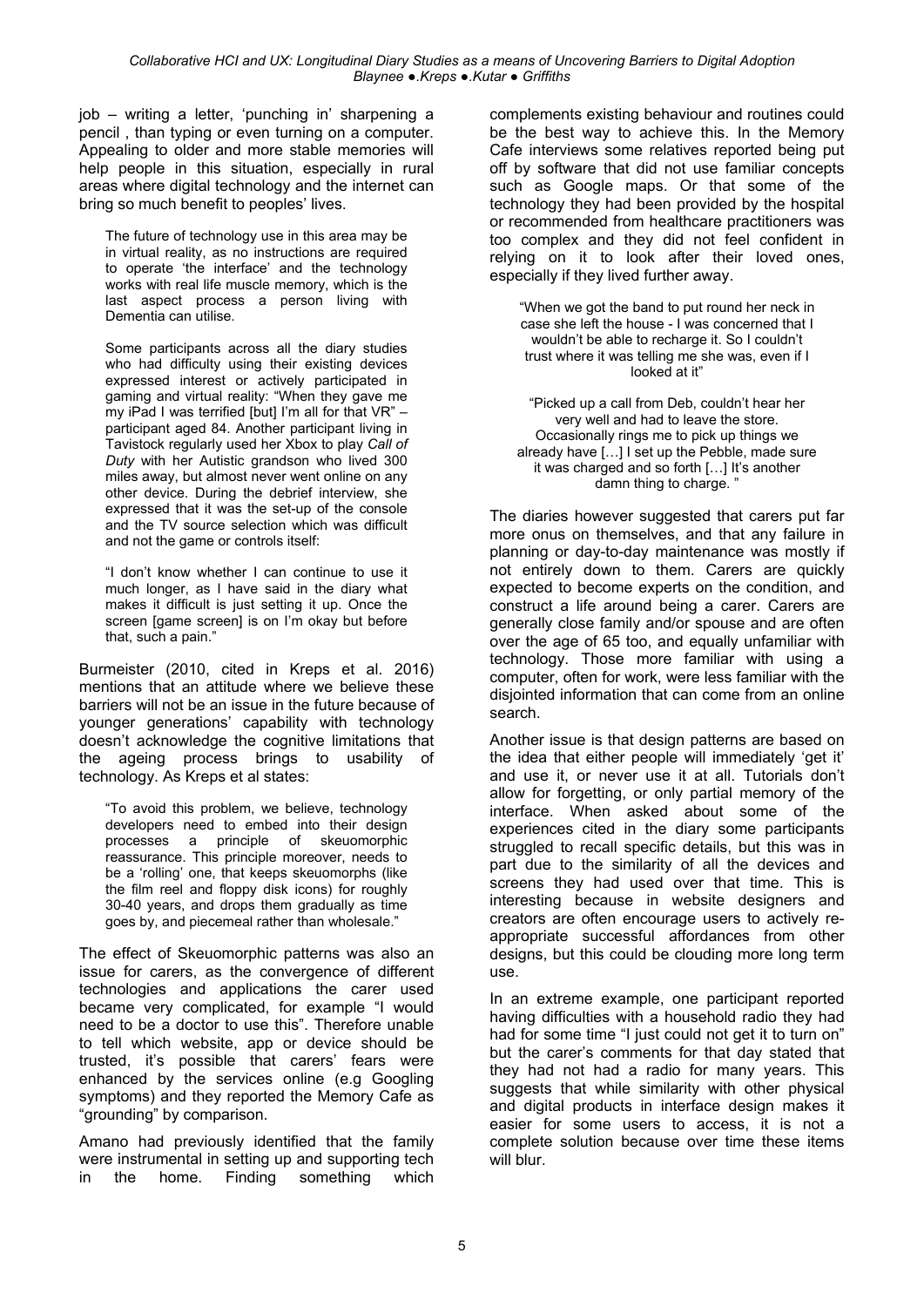job – writing a letter, 'punching in' sharpening a pencil , than typing or even turning on a computer. Appealing to older and more stable memories will help people in this situation, especially in rural areas where digital technology and the internet can bring so much benefit to peoples' lives.

> The future of technology use in this area may be in virtual reality, as no instructions are required to operate 'the interface' and the technology works with real life muscle memory, which is the last aspect process a person living with Dementia can utilise.
>
> Some participants across all the diary studies who had difficulty using their existing devices expressed interest or actively participated in gaming and virtual reality: "When they gave me my iPad I was terrified [but] I'm all for that VR" – participant aged 84. Another participant living in Tavistock regularly used her Xbox to play *Call of Duty* with her Autistic grandson who lived 300 miles away, but almost never went online on any other device. During the debrief interview, she expressed that it was the set-up of the console and the TV source selection which was difficult and not the game or controls itself:
>
> "I don't know whether I can continue to use it much longer, as I have said in the diary what makes it difficult is just setting it up. Once the screen [game screen] is on I'm okay but before that, such a pain."

Burmeister (2010, cited in Kreps et al. 2016) mentions that an attitude where we believe these barriers will not be an issue in the future because of younger generations' capability with technology doesn't acknowledge the cognitive limitations that the ageing process brings to usability of technology. As Kreps et al states:

> "To avoid this problem, we believe, technology developers need to embed into their design processes a principle of skeuomorphic reassurance. This principle moreover, needs to be a 'rolling' one, that keeps skeuomorphs (like the film reel and floppy disk icons) for roughly 30-40 years, and drops them gradually as time goes by, and piecemeal rather than wholesale."

The effect of Skeuomorphic patterns was also an issue for carers, as the convergence of different technologies and applications the carer used became very complicated, for example "I would need to be a doctor to use this". Therefore unable to tell which website, app or device should be trusted, it's possible that carers' fears were enhanced by the services online (e.g Googling symptoms) and they reported the Memory Cafe as "grounding" by comparison.

Amano had previously identified that the family were instrumental in setting up and supporting tech in the home. Finding something which complements existing behaviour and routines could be the best way to achieve this. In the Memory Cafe interviews some relatives reported being put off by software that did not use familiar concepts such as Google maps. Or that some of the technology they had been provided by the hospital or recommended from healthcare practitioners was too complex and they did not feel confident in relying on it to look after their loved ones, especially if they lived further away.

> "When we got the band to put round her neck in case she left the house - I was concerned that I wouldn't be able to recharge it. So I couldn't trust where it was telling me she was, even if I looked at it"
>
> "Picked up a call from Deb, couldn't hear her very well and had to leave the store. Occasionally rings me to pick up things we already have […] I set up the Pebble, made sure it was charged and so forth […] It's another damn thing to charge. "

The diaries however suggested that carers put far more onus on themselves, and that any failure in planning or day-to-day maintenance was mostly if not entirely down to them. Carers are quickly expected to become experts on the condition, and construct a life around being a carer. Carers are generally close family and/or spouse and are often over the age of 65 too, and equally unfamiliar with technology. Those more familiar with using a computer, often for work, were less familiar with the disjointed information that can come from an online search.

Another issue is that design patterns are based on the idea that either people will immediately 'get it' and use it, or never use it at all. Tutorials don't allow for forgetting, or only partial memory of the interface. When asked about some of the experiences cited in the diary some participants struggled to recall specific details, but this was in part due to the similarity of all the devices and screens they had used over that time. This is interesting because in website designers and creators are often encourage users to actively re-appropriate successful affordances from other designs, but this could be clouding more long term use.

In an extreme example, one participant reported having difficulties with a household radio they had had for some time "I just could not get it to turn on" but the carer's comments for that day stated that they had not had a radio for many years. This suggests that while similarity with other physical and digital products in interface design makes it easier for some users to access, it is not a complete solution because over time these items will blur.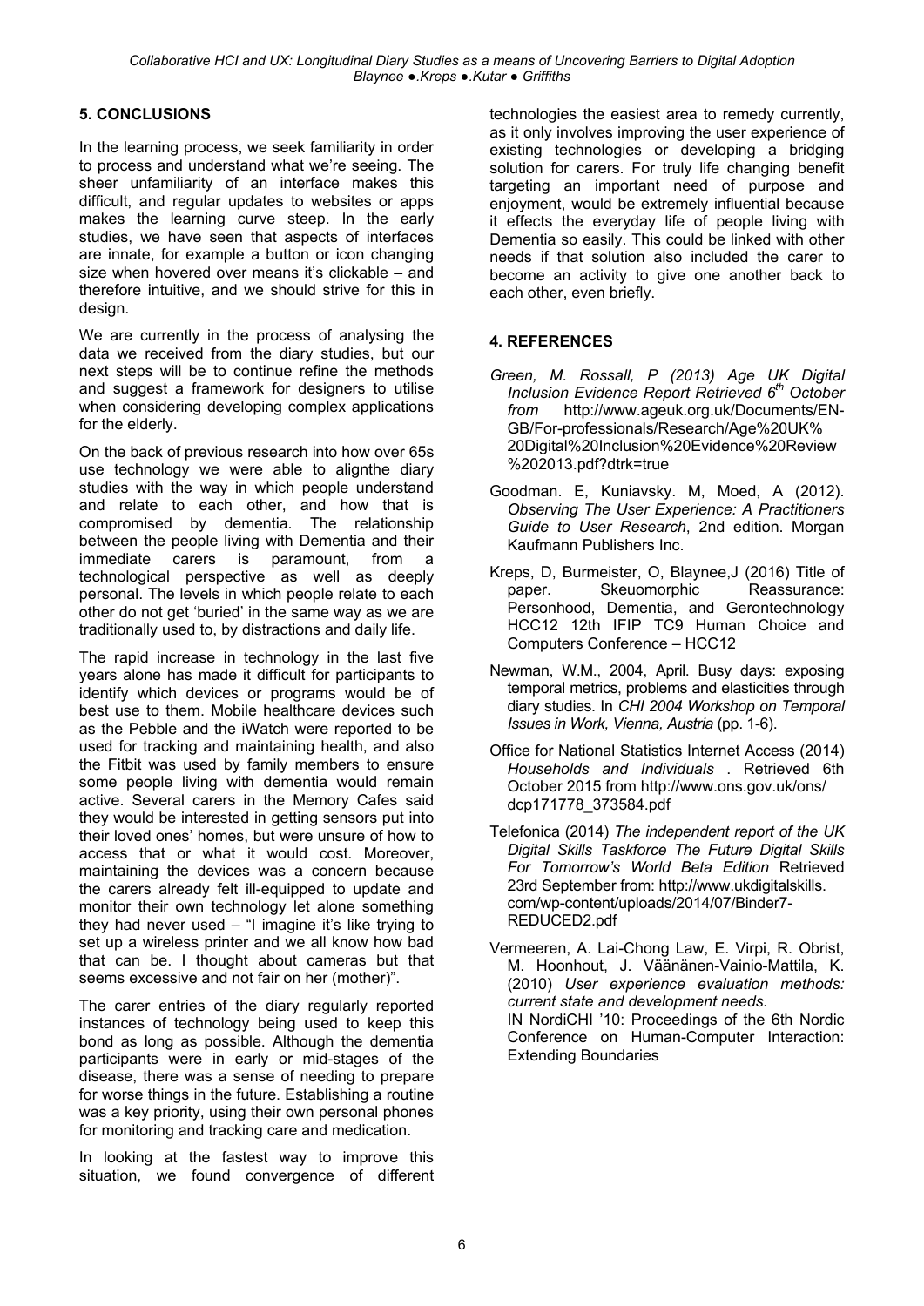## 5. CONCLUSIONS

In the learning process, we seek familiarity in order to process and understand what we're seeing. The sheer unfamiliarity of an interface makes this difficult, and regular updates to websites or apps makes the learning curve steep. In the early studies, we have seen that aspects of interfaces are innate, for example a button or icon changing size when hovered over means it's clickable – and therefore intuitive, and we should strive for this in design.

We are currently in the process of analysing the data we received from the diary studies, but our next steps will be to continue refine the methods and suggest a framework for designers to utilise when considering developing complex applications for the elderly.

On the back of previous research into how over 65s use technology we were able to alignthe diary studies with the way in which people understand and relate to each other, and how that is compromised by dementia. The relationship between the people living with Dementia and their immediate carers is paramount, from a technological perspective as well as deeply personal. The levels in which people relate to each other do not get 'buried' in the same way as we are traditionally used to, by distractions and daily life.

The rapid increase in technology in the last five years alone has made it difficult for participants to identify which devices or programs would be of best use to them. Mobile healthcare devices such as the Pebble and the iWatch were reported to be used for tracking and maintaining health, and also the Fitbit was used by family members to ensure some people living with dementia would remain active. Several carers in the Memory Cafes said they would be interested in getting sensors put into their loved ones' homes, but were unsure of how to access that or what it would cost. Moreover, maintaining the devices was a concern because the carers already felt ill-equipped to update and monitor their own technology let alone something they had never used – "I imagine it's like trying to set up a wireless printer and we all know how bad that can be. I thought about cameras but that seems excessive and not fair on her (mother)".

The carer entries of the diary regularly reported instances of technology being used to keep this bond as long as possible. Although the dementia participants were in early or mid-stages of the disease, there was a sense of needing to prepare for worse things in the future. Establishing a routine was a key priority, using their own personal phones for monitoring and tracking care and medication.

In looking at the fastest way to improve this situation, we found convergence of different technologies the easiest area to remedy currently, as it only involves improving the user experience of existing technologies or developing a bridging solution for carers. For truly life changing benefit targeting an important need of purpose and enjoyment, would be extremely influential because it effects the everyday life of people living with Dementia so easily. This could be linked with other needs if that solution also included the carer to become an activity to give one another back to each other, even briefly.

## 4. REFERENCES

*Green, M. Rossall, P (2013) Age UK Digital Inclusion Evidence Report Retrieved 6th October from* http://www.ageuk.org.uk/Documents/EN-GB/For-professionals/Research/Age%20UK%20Digital%20Inclusion%20Evidence%20Review%202013.pdf?dtrk=true

Goodman. E, Kuniavsky. M, Moed, A (2012). *Observing The User Experience: A Practitioners Guide to User Research*, 2nd edition. Morgan Kaufmann Publishers Inc.

Kreps, D, Burmeister, O, Blaynee,J (2016) Title of paper. Skeuomorphic Reassurance: Personhood, Dementia, and Gerontechnology HCC12 12th IFIP TC9 Human Choice and Computers Conference – HCC12

Newman, W.M., 2004, April. Busy days: exposing temporal metrics, problems and elasticities through diary studies. In *CHI 2004 Workshop on Temporal Issues in Work, Vienna, Austria* (pp. 1-6).

Office for National Statistics Internet Access (2014) *Households and Individuals* . Retrieved 6th October 2015 from http://www.ons.gov.uk/ons/dcp171778_373584.pdf

Telefonica (2014) *The independent report of the UK Digital Skills Taskforce The Future Digital Skills For Tomorrow's World Beta Edition* Retrieved 23rd September from: http://www.ukdigitalskills.com/wp-content/uploads/2014/07/Binder7-REDUCED2.pdf

Vermeeren, A. Lai-Chong Law, E. Virpi, R. Obrist, M. Hoonhout, J. Väänänen-Vainio-Mattila, K. (2010) *User experience evaluation methods: current state and development needs.* IN NordiCHI '10: Proceedings of the 6th Nordic Conference on Human-Computer Interaction: Extending Boundaries